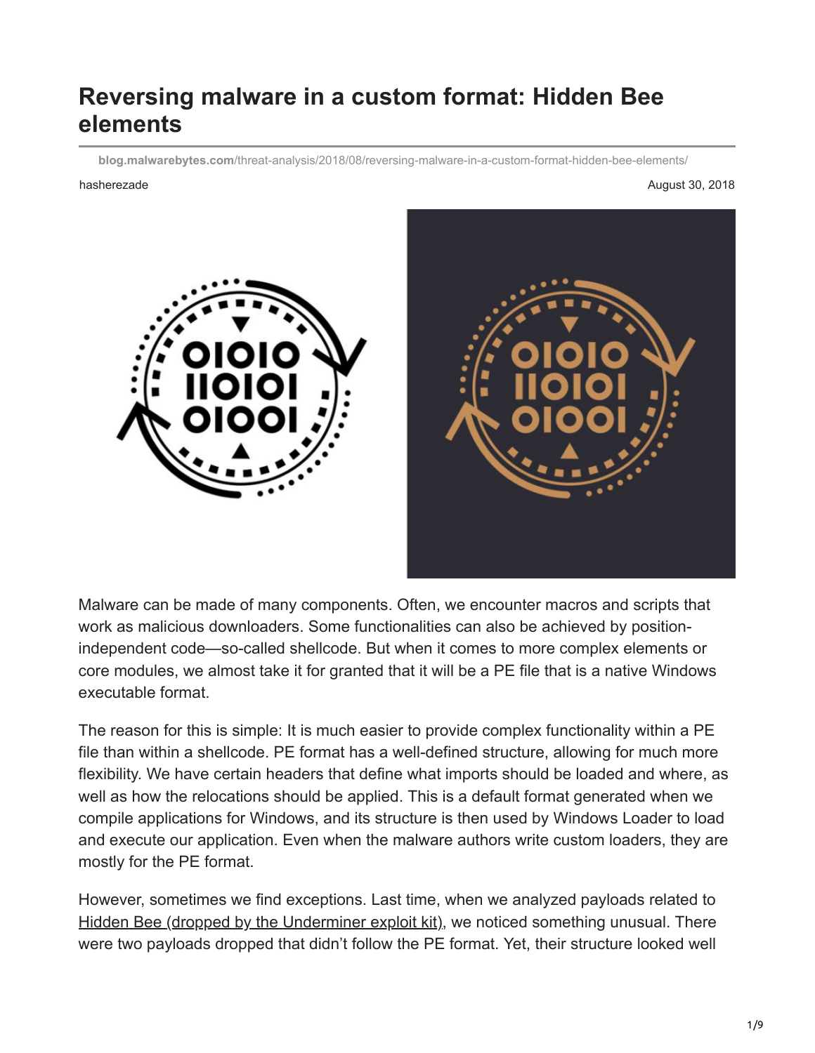# Reversing malware in a custom format: Hidden Bee elements

**blog.malwarebytes.com**/threat-analysis/2018/08/reversing-malware-in-a-custom-format-hidden-bee-elements/

hasherezade

August 30, 2018

Malware can be made of many components. Often, we encounter macros and scripts that work as malicious downloaders. Some functionalities can also be achieved by position-independent code—so-called shellcode. But when it comes to more complex elements or core modules, we almost take it for granted that it will be a PE file that is a native Windows executable format.

The reason for this is simple: It is much easier to provide complex functionality within a PE file than within a shellcode. PE format has a well-defined structure, allowing for much more flexibility. We have certain headers that define what imports should be loaded and where, as well as how the relocations should be applied. This is a default format generated when we compile applications for Windows, and its structure is then used by Windows Loader to load and execute our application. Even when the malware authors write custom loaders, they are mostly for the PE format.

However, sometimes we find exceptions. Last time, when we analyzed payloads related to Hidden Bee (dropped by the Underminer exploit kit), we noticed something unusual. There were two payloads dropped that didn't follow the PE format. Yet, their structure looked well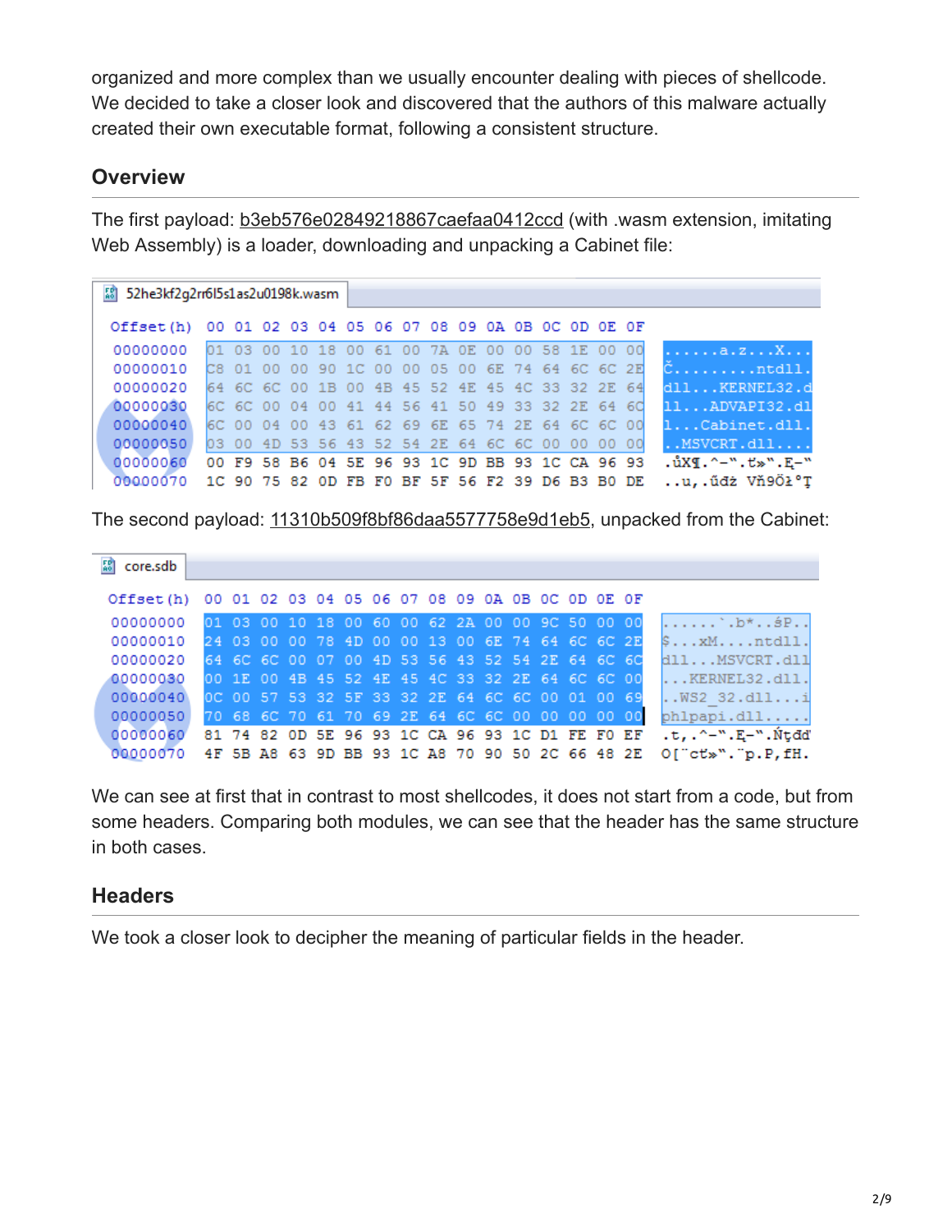organized and more complex than we usually encounter dealing with pieces of shellcode. We decided to take a closer look and discovered that the authors of this malware actually created their own executable format, following a consistent structure.

## Overview

The first payload: b3eb576e02849218867caefaa0412ccd (with .wasm extension, imitating Web Assembly) is a loader, downloading and unpacking a Cabinet file:

```
52he3kf2g2rr6l5s1as2u0198k.wasm

Offset(h) 00 01 02 03 04 05 06 07 08 09 0A 0B 0C 0D 0E 0F

00000000  01 03 00 10 18 00 61 00 7A 0E 00 00 58 1E 00 00  ......a.z...X...
00000010  C8 01 00 00 90 1C 00 00 05 00 6E 74 64 6C 6C 2E  Č.........ntdll.
00000020  64 6C 6C 00 1B 00 4B 45 52 4E 45 4C 33 32 2E 64  dll...KERNEL32.d
00000030  6C 6C 00 04 00 41 44 56 41 50 49 33 32 2E 64 6C  ll...ADVAPI32.dl
00000040  6C 00 04 00 43 61 62 69 6E 65 74 2E 64 6C 6C 00  l...Cabinet.dll.
00000050  03 00 4D 53 56 43 52 54 2E 64 6C 6C 00 00 00 00  ..MSVCRT.dll....
00000060  00 F9 58 B6 04 5E 96 93 1C 9D BB 93 1C CA 96 93  .ůX¶.^–".ť»".Ę–"
00000070  1C 90 75 82 0D FB F0 BF 5F 56 F2 39 D6 B3 B0 DE  ..u,.űđż Vň9Öł°Ţ
```

The second payload: 11310b509f8bf86daa5577758e9d1eb5, unpacked from the Cabinet:

```
core.sdb

Offset(h) 00 01 02 03 04 05 06 07 08 09 0A 0B 0C 0D 0E 0F

00000000  01 03 00 10 18 00 60 00 62 2A 00 00 9C 50 00 00  ......`.b*..śP..
00000010  24 03 00 00 78 4D 00 00 13 00 6E 74 64 6C 6C 2E  $...xM....ntdll.
00000020  64 6C 6C 00 07 00 4D 53 56 43 52 54 2E 64 6C 6C  dll...MSVCRT.dll
00000030  00 1E 00 4B 45 52 4E 45 4C 33 32 2E 64 6C 6C 00  ...KERNEL32.dll.
00000040  0C 00 57 53 32 5F 33 32 2E 64 6C 6C 00 01 00 69  ..WS2_32.dll...i
00000050  70 68 6C 70 61 70 69 2E 64 6C 6C 00 00 00 00 00  phlpapi.dll.....
00000060  81 74 82 0D 5E 96 93 1C CA 96 93 1C D1 FE F0 EF  .t,.^–".Ę–".Ńţđď
00000070  4F 5B A8 63 9D BB 93 1C A8 70 90 50 2C 66 48 2E  O[¨cť»".¨p.P,fH.
```

We can see at first that in contrast to most shellcodes, it does not start from a code, but from some headers. Comparing both modules, we can see that the header has the same structure in both cases.

## Headers

We took a closer look to decipher the meaning of particular fields in the header.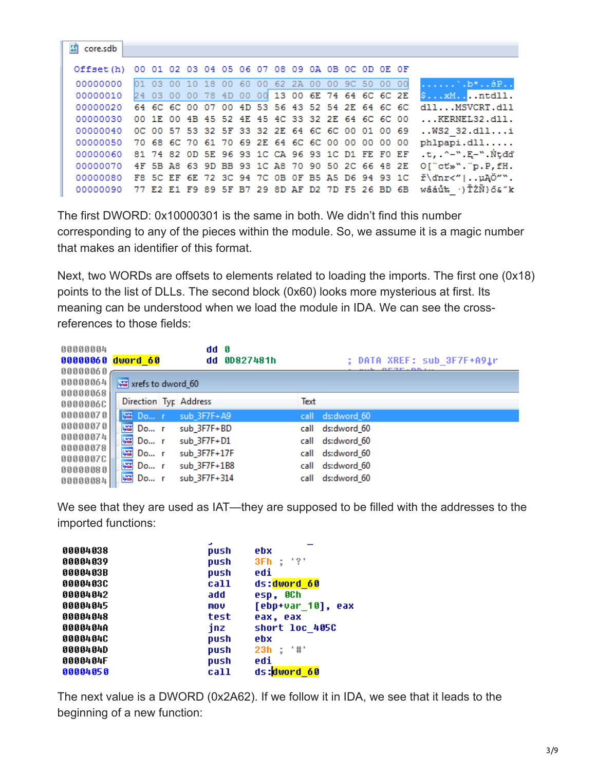```
core.sdb

Offset(h) 00 01 02 03 04 05 06 07 08 09 0A 0B 0C 0D 0E 0F

00000000  01 03 00 10 18 00 60 00 62 2A 00 00 9C 50 00 00  ......`.b*..śP..
00000010  24 03 00 00 78 4D 00 00 13 00 6E 74 64 6C 6C 2E  $...xM....ntdll.
00000020  64 6C 6C 00 07 00 4D 53 56 43 52 54 2E 64 6C 6C  dll...MSVCRT.dll
00000030  00 1E 00 4B 45 52 4E 45 4C 33 32 2E 64 6C 6C 00  ...KERNEL32.dll.
00000040  0C 00 57 53 32 5F 33 32 2E 64 6C 6C 00 01 00 69  ..WS2_32.dll...i
00000050  70 68 6C 70 61 70 69 2E 64 6C 6C 00 00 00 00 00  phlpapi.dll.....
00000060  81 74 82 0D 5E 96 93 1C CA 96 93 1C D1 FE F0 EF  .t,.^-".Ę-".Ńţdď
00000070  4F 5B A8 63 9D BB 93 1C A8 70 90 50 2C 66 48 2E  O[¨cť»".¨p.P,fH.
00000080  F8 5C EF 6E 72 3C 94 7C 0B 0F B5 A5 D6 94 93 1C  ř\ďnr<"|..µĄÖ"".
00000090  77 E2 E1 F9 89 5F B7 29 8D AF D2 7D F5 26 BD 6B  wâáů‰_·)ŤŻŇ}ő&˝k
```

The first DWORD: 0x10000301 is the same in both. We didn't find this number corresponding to any of the pieces within the module. So, we assume it is a magic number that makes an identifier of this format.

Next, two WORDs are offsets to elements related to loading the imports. The first one (0x18) points to the list of DLLs. The second block (0x60) looks more mysterious at first. Its meaning can be understood when we load the module in IDA. We can see the cross-references to those fields:

```
00000004                    dd 0
00000060 dword_60           dd 0D827481h         ; DATA XREF: sub_3F7F+A9↓r
```

xrefs to dword_60

| Direction | Typ | Address | Text |
|---|---|---|---|
| Do... | r | sub_3F7F+A9 | call ds:dword_60 |
| Do... | r | sub_3F7F+BD | call ds:dword_60 |
| Do... | r | sub_3F7F+D1 | call ds:dword_60 |
| Do... | r | sub_3F7F+17F | call ds:dword_60 |
| Do... | r | sub_3F7F+1B8 | call ds:dword_60 |
| Do... | r | sub_3F7F+314 | call ds:dword_60 |

We see that they are used as IAT—they are supposed to be filled with the addresses to the imported functions:

```
00004038        push    ebx
00004039        push    3Fh ; '?'
0000403B        push    edi
0000403C        call    ds:dword_60
00004042        add     esp, 0Ch
00004045        mov     [ebp+var_10], eax
00004048        test    eax, eax
0000404A        jnz     short loc_405C
0000404C        push    ebx
0000404D        push    23h ; '#'
0000404F        push    edi
00004050        call    ds:dword_60
```

The next value is a DWORD (0x2A62). If we follow it in IDA, we see that it leads to the beginning of a new function: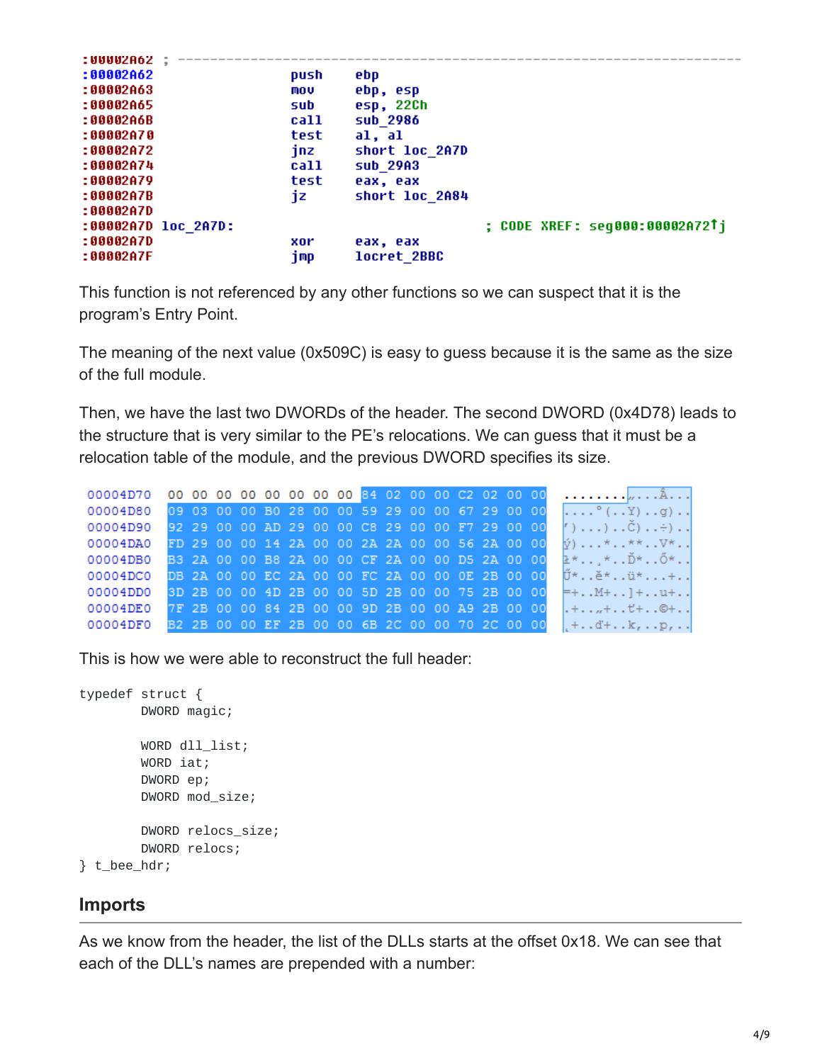```
:00002A62 ; ---------------------------------------------------------------
:00002A62                 push    ebp
:00002A63                 mov     ebp, esp
:00002A65                 sub     esp, 22Ch
:00002A6B                 call    sub_2986
:00002A70                 test    al, al
:00002A72                 jnz     short loc_2A7D
:00002A74                 call    sub_29A3
:00002A79                 test    eax, eax
:00002A7B                 jz      short loc_2A84
:00002A7D
:00002A7D loc_2A7D:                               ; CODE XREF: seg000:00002A72↑j
:00002A7D                 xor     eax, eax
:00002A7F                 jmp     locret_2BBC
```

This function is not referenced by any other functions so we can suspect that it is the program's Entry Point.

The meaning of the next value (0x509C) is easy to guess because it is the same as the size of the full module.

Then, we have the last two DWORDs of the header. The second DWORD (0x4D78) leads to the structure that is very similar to the PE's relocations. We can guess that it must be a relocation table of the module, and the previous DWORD specifies its size.

```
00004D70  00 00 00 00 00 00 00 00 84 02 00 00 C2 02 00 00  ........„...Â...
00004D80  09 03 00 00 B0 28 00 00 59 29 00 00 67 29 00 00  ....°(..Y)..g)..
00004D90  92 29 00 00 AD 29 00 00 C8 29 00 00 F7 29 00 00  ’)...)..Č)..÷)..
00004DA0  FD 29 00 00 14 2A 00 00 2A 2A 00 00 56 2A 00 00  ý)...*..**..V*..
00004DB0  B3 2A 00 00 B8 2A 00 00 CF 2A 00 00 D5 2A 00 00  ł*..¸*..Ď*..Ő*..
00004DC0  DB 2A 00 00 EC 2A 00 00 FC 2A 00 00 0E 2B 00 00  Ű*..ě*..ü*...+..
00004DD0  3D 2B 00 00 4D 2B 00 00 5D 2B 00 00 75 2B 00 00  =+..M+..]+..u+..
00004DE0  7F 2B 00 00 84 2B 00 00 9D 2B 00 00 A9 2B 00 00  .+..„+..ť+..©+..
00004DF0  B2 2B 00 00 EF 2B 00 00 6B 2C 00 00 70 2C 00 00  ˛+..ď+..k,..p,..
```

This is how we were able to reconstruct the full header:

```
typedef struct {
        DWORD magic;

        WORD dll_list;
        WORD iat;
        DWORD ep;
        DWORD mod_size;

        DWORD relocs_size;
        DWORD relocs;
} t_bee_hdr;
```

## Imports

As we know from the header, the list of the DLLs starts at the offset 0x18. We can see that each of the DLL's names are prepended with a number: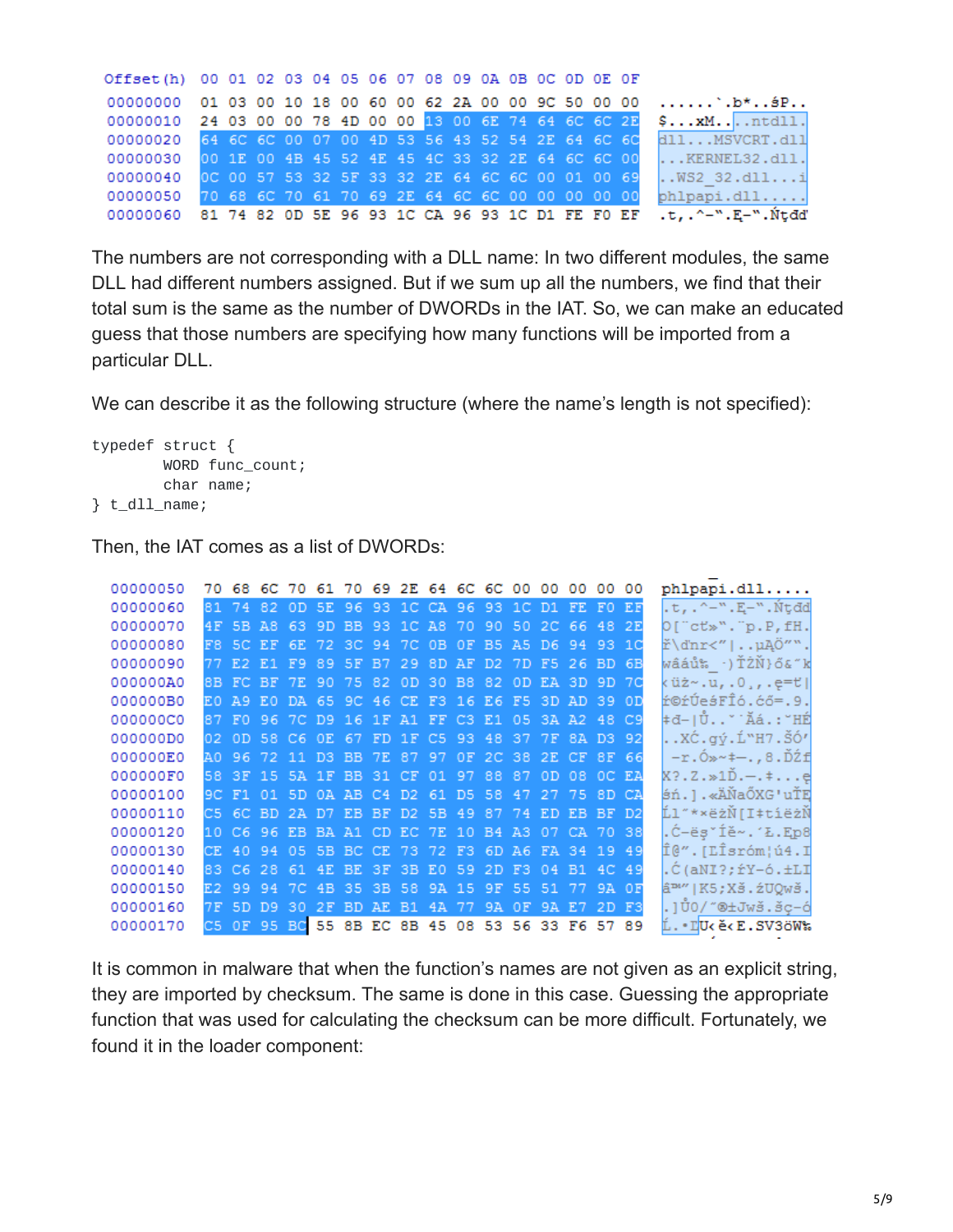```
Offset(h) 00 01 02 03 04 05 06 07 08 09 0A 0B 0C 0D 0E 0F

00000000  01 03 00 10 18 00 60 00 62 2A 00 00 9C 50 00 00  ......`.b*..śP..
00000010  24 03 00 00 78 4D 00 00 13 00 6E 74 64 6C 6C 2E  $...xM....ntdll.
00000020  64 6C 6C 00 07 00 4D 53 56 43 52 54 2E 64 6C 6C  dll...MSVCRT.dll
00000030  00 1E 00 4B 45 52 4E 45 4C 33 32 2E 64 6C 6C 00  ...KERNEL32.dll.
00000040  0C 00 57 53 32 5F 33 32 2E 64 6C 6C 00 01 00 69  ..WS2_32.dll...i
00000050  70 68 6C 70 61 70 69 2E 64 6C 6C 00 00 00 00 00  phlpapi.dll.....
00000060  81 74 82 0D 5E 96 93 1C CA 96 93 1C D1 FE F0 EF  .t,.^-".Ę-".Ńţđď
```

The numbers are not corresponding with a DLL name: In two different modules, the same DLL had different numbers assigned. But if we sum up all the numbers, we find that their total sum is the same as the number of DWORDs in the IAT. So, we can make an educated guess that those numbers are specifying how many functions will be imported from a particular DLL.

We can describe it as the following structure (where the name's length is not specified):

```
typedef struct {
        WORD func_count;
        char name;
} t_dll_name;
```

Then, the IAT comes as a list of DWORDs:

```
00000050  70 68 6C 70 61 70 69 2E 64 6C 6C 00 00 00 00 00  phlpapi.dll.....
00000060  81 74 82 0D 5E 96 93 1C CA 96 93 1C D1 FE F0 EF  .t,.^-".Ę-".Ńţđď
00000070  4F 5B A8 63 9D BB 93 1C A8 70 90 50 2C 66 48 2E  O["cť»".¨p.P,fH.
00000080  F8 5C EF 6E 72 3C 94 7C 0B 0F B5 A5 D6 94 93 1C  ř\ďnr<"|..µĄÖ"".
00000090  77 E2 E1 F9 89 5F B7 29 8D AF D2 7D F5 26 BD 6B  wâáů‰_·)ŤŻŇ}ő&˝k
000000A0  8B FC BF 7E 90 75 82 0D 30 B8 82 0D EA 3D 9D 7C  ‹üż~.u,.0¸,.ę=ť|
000000B0  E0 A9 E0 DA 65 9C 46 CE F3 16 E6 F5 3D AD 39 0D  ŕ©ŕÚeśFÎó.ćő=.9.
000000C0  87 F0 96 7C D9 16 1F A1 FF C3 E1 05 3A A2 48 C9  ‡đ–|Ů..ˇ˙Ăá.:˘HÉ
000000D0  02 0D 58 C6 0E 67 FD 1F C5 93 48 37 7F 8A D3 92  ..XĆ.gý.Ĺ"H7.ŠÓ'
000000E0  A0 96 72 11 D3 BB 7E 87 97 0F 2C 38 2E CF 8F 66   –r.Ó»~‡—.,8.ĎŹf
000000F0  58 3F 15 5A 1F BB 31 CF 01 97 88 87 0D 08 0C EA  X?.Z.»1Ď.—.‡...ę
00000100  9C F1 01 5D 0A AB C4 D2 61 D5 58 47 27 75 8D CA  śń.].«ÄŇaŐXG'uŤĘ
00000110  C5 6C BD 2A D7 EB BF D2 5B 49 87 74 ED EB BF D2  Ĺl˝*×ëżŇ[I‡tíëżŇ
00000120  10 C6 96 EB BA A1 CD EC 7E 10 B4 A3 07 CA 70 38  .Ć–ëşˇÍě~.´Ł.Ęp8
00000130  CE 40 94 05 5B BC CE 73 72 F3 6D A6 FA 34 19 49  Î@".[ĽÎsróm¦ú4.I
00000140  83 C6 28 61 4E BE 3F 3B E0 59 2D F3 04 B1 4C 49  .Ć(aNľ?;ŕY-ó.±LI
00000150  E2 99 94 7C 4B 35 3B 58 9A 15 9F 55 51 77 9A 0F  â™"|K5;Xš.źUQwš.
00000160  7F 5D D9 30 2F BD AE B1 4A 77 9A 0F 9A E7 2D F3  .]Ů0/˝®±Jwš.šç-ó
00000170  C5 0F 95 BC 55 8B EC 8B 45 08 53 56 33 F6 57 89  Ĺ.•ĽU‹ě‹E.SV3öW‰
```

It is common in malware that when the function's names are not given as an explicit string, they are imported by checksum. The same is done in this case. Guessing the appropriate function that was used for calculating the checksum can be more difficult. Fortunately, we found it in the loader component: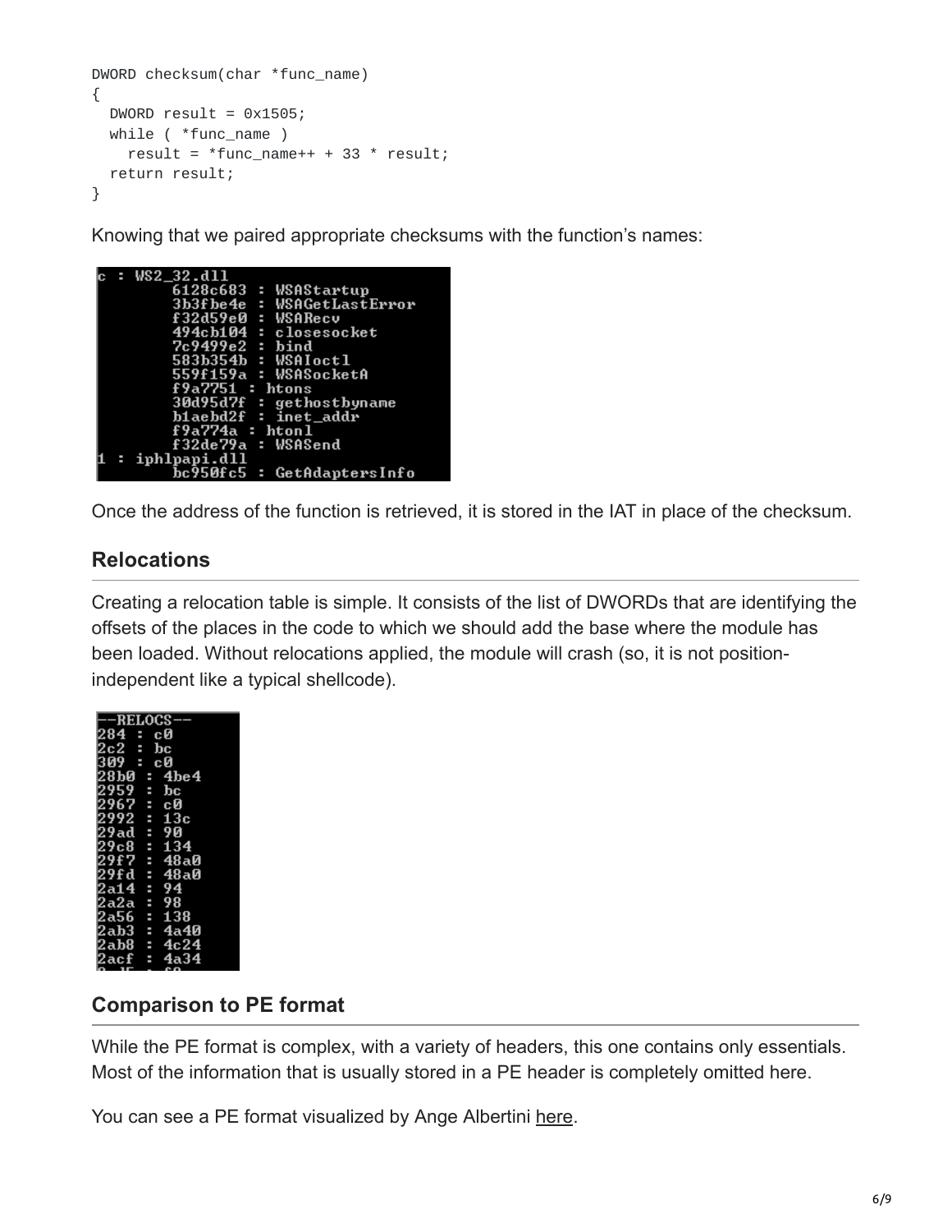```
DWORD checksum(char *func_name)
{
  DWORD result = 0x1505;
  while ( *func_name )
    result = *func_name++ + 33 * result;
  return result;
}
```

Knowing that we paired appropriate checksums with the function's names:

```
c : WS2_32.dll
        6128c683 : WSAStartup
        3b3fbe4e : WSAGetLastError
        f32d59e0 : WSARecv
        494cb104 : closesocket
        7c9499e2 : bind
        583b354b : WSAIoctl
        559f159a : WSASocketA
        f9a7751 : htons
        30d95d7f : gethostbyname
        b1aebd2f : inet_addr
        f9a774a : htonl
        f32de79a : WSASend
1 : iphlpapi.dll
        bc950fc5 : GetAdaptersInfo
```

Once the address of the function is retrieved, it is stored in the IAT in place of the checksum.

## Relocations

Creating a relocation table is simple. It consists of the list of DWORDs that are identifying the offsets of the places in the code to which we should add the base where the module has been loaded. Without relocations applied, the module will crash (so, it is not position-independent like a typical shellcode).

```
--RELOCS--
284 : c0
2c2 : bc
309 : c0
28b0 : 4be4
2959 : bc
2967 : c0
2992 : 13c
29ad : 90
29c8 : 134
29f7 : 48a0
29fd : 48a0
2a14 : 94
2a2a : 98
2a56 : 138
2ab3 : 4a40
2ab8 : 4c24
2acf : 4a34
```

## Comparison to PE format

While the PE format is complex, with a variety of headers, this one contains only essentials. Most of the information that is usually stored in a PE header is completely omitted here.

You can see a PE format visualized by Ange Albertini here.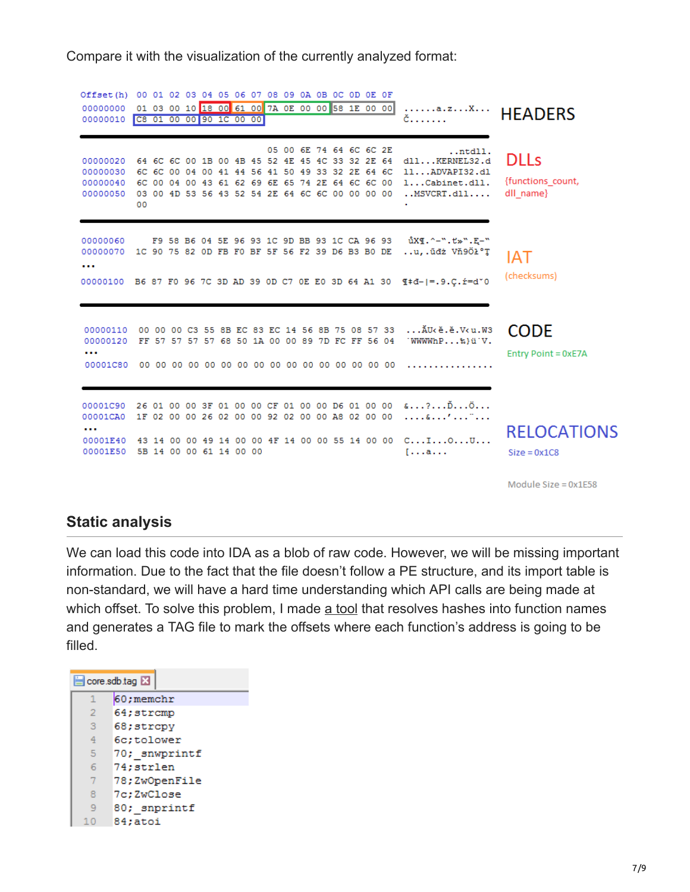Compare it with the visualization of the currently analyzed format:

```
Offset(h)  00 01 02 03 04 05 06 07 08 09 0A 0B 0C 0D 0E 0F
00000000   01 03 00 10 18 00 61 00 7A 0E 00 00 58 1E 00 00   ......a.z...X...   HEADERS
00000010   C8 01 00 00 90 1C 00 00                           Č.......

                                         05 00 6E 74 64 6C 6C 2E           ..ntdll.   DLLs
00000020   64 6C 6C 00 1B 00 4B 45 52 4E 45 4C 33 32 2E 64   dll...KERNEL32.d   {functions_count,
00000030   6C 6C 00 04 00 41 44 56 41 50 49 33 32 2E 64 6C   ll...ADVAPI32.dl   dll_name}
00000040   6C 00 04 00 43 61 62 69 6E 65 74 2E 64 6C 6C 00   l...Cabinet.dll.
00000050   03 00 4D 53 56 43 52 54 2E 64 6C 6C 00 00 00 00   ..MSVCRT.dll....
           00                                                .

00000060      F9 58 B6 04 5E 96 93 1C 9D BB 93 1C CA 96 93    ůX¶.^–".ť»".Ę–"    IAT
00000070   1C 90 75 82 0D FB F0 BF 5F 56 F2 39 D6 B3 B0 DE   ..u,.űdż Vň9Öł°Ţ   (checksums)
...
00000100   B6 87 F0 96 7C 3D AD 39 0D C7 0E E0 3D 64 A1 30   ¶‡đ–|=.9.Ç.ŕ=dˇ0

00000110   00 00 00 C3 55 8B EC 83 EC 14 56 8B 75 08 57 33   ...ĂU‹ě.ě.V‹u.W3   CODE
00000120   FF 57 57 57 57 68 50 1A 00 00 89 7D FC FF 56 04   ˙WWWWhP...‰}ü˙V.   Entry Point = 0xE7A
...
00001C80   00 00 00 00 00 00 00 00 00 00 00 00 00 00 00 00   ................

00001C90   26 01 00 00 3F 01 00 00 CF 01 00 00 D6 01 00 00   &...?...Ď...Ö...   RELOCATIONS
00001CA0   1F 02 00 00 26 02 00 00 92 02 00 00 A8 02 00 00   ....&...'...¨...   Size = 0x1C8
...
00001E40   43 14 00 00 49 14 00 00 4F 14 00 00 55 14 00 00   C...I...O...U...
00001E50   5B 14 00 00 61 14 00 00                           [...a...

                                                                                 Module Size = 0x1E58
```

## Static analysis

We can load this code into IDA as a blob of raw code. However, we will be missing important information. Due to the fact that the file doesn't follow a PE structure, and its import table is non-standard, we will have a hard time understanding which API calls are being made at which offset. To solve this problem, I made a tool that resolves hashes into function names and generates a TAG file to mark the offsets where each function's address is going to be filled.

core.sdb.tag

```
60;memchr
64;strcmp
68;strcpy
6c;tolower
70;_snwprintf
74;strlen
78;ZwOpenFile
7c;ZwClose
80;_snprintf
84;atoi
```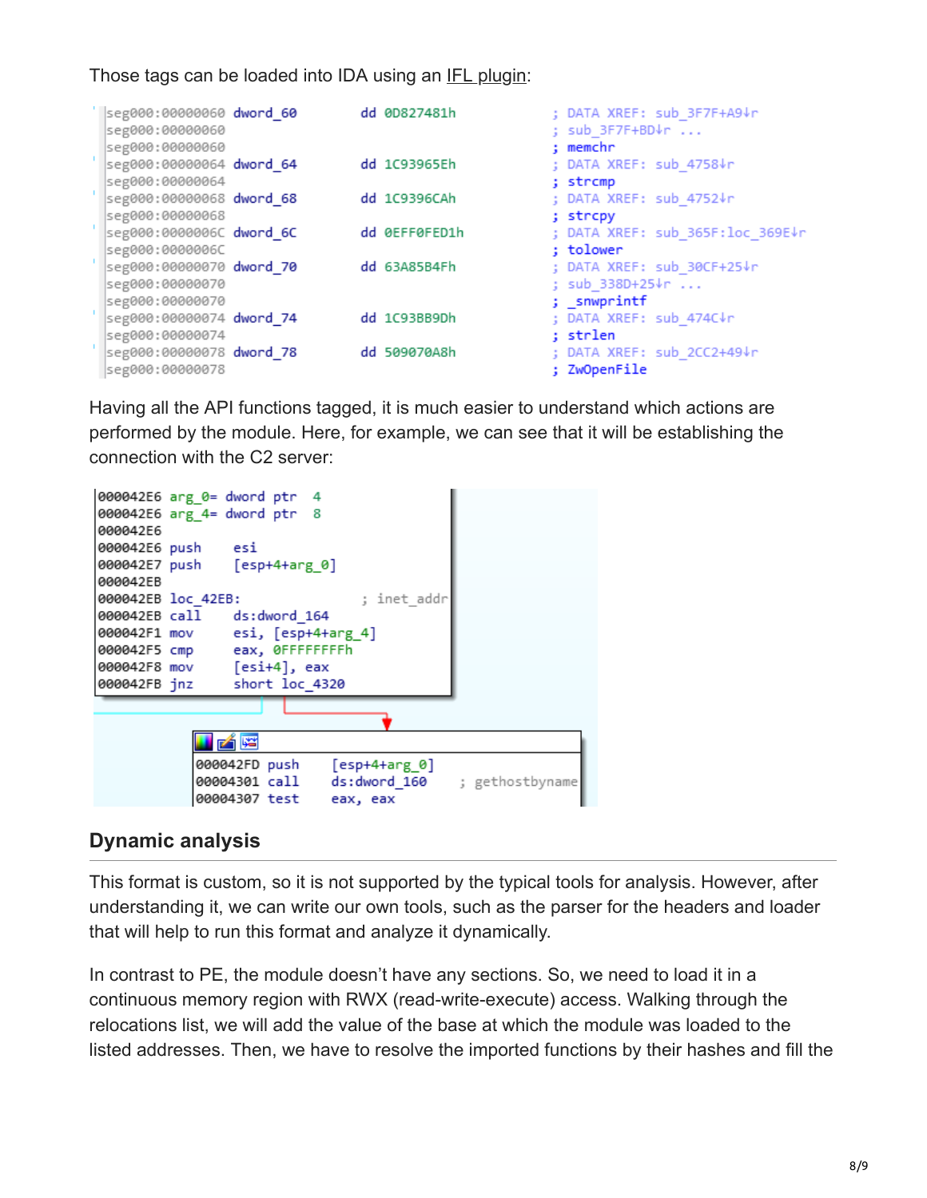Those tags can be loaded into IDA using an IFL plugin:

```
seg000:00000060 dword_60        dd 0D827481h            ; DATA XREF: sub_3F7F+A9↓r
seg000:00000060                                         ; sub_3F7F+BD↓r ...
seg000:00000060                                         ; memchr
seg000:00000064 dword_64        dd 1C93965Eh            ; DATA XREF: sub_4758↓r
seg000:00000064                                         ; strcmp
seg000:00000068 dword_68        dd 1C9396CAh            ; DATA XREF: sub_4752↓r
seg000:00000068                                         ; strcpy
seg000:0000006C dword_6C        dd 0EFF0FED1h           ; DATA XREF: sub_365F:loc_369E↓r
seg000:0000006C                                         ; tolower
seg000:00000070 dword_70        dd 63A85B4Fh            ; DATA XREF: sub_30CF+25↓r
seg000:00000070                                         ; sub_338D+25↓r ...
seg000:00000070                                         ; _snwprintf
seg000:00000074 dword_74        dd 1C93BB9Dh            ; DATA XREF: sub_474C↓r
seg000:00000074                                         ; strlen
seg000:00000078 dword_78        dd 509070A8h            ; DATA XREF: sub_2CC2+49↓r
seg000:00000078                                         ; ZwOpenFile
```

Having all the API functions tagged, it is much easier to understand which actions are performed by the module. Here, for example, we can see that it will be establishing the connection with the C2 server:

```
000042E6 arg_0= dword ptr  4
000042E6 arg_4= dword ptr  8
000042E6
000042E6 push    esi
000042E7 push    [esp+4+arg_0]
000042EB
000042EB loc_42EB:                    ; inet_addr
000042EB call    ds:dword_164
000042F1 mov     esi, [esp+4+arg_4]
000042F5 cmp     eax, 0FFFFFFFFh
000042F8 mov     [esi+4], eax
000042FB jnz     short loc_4320

000042FD push    [esp+4+arg_0]
00004301 call    ds:dword_160         ; gethostbyname
00004307 test    eax, eax
```

## Dynamic analysis

This format is custom, so it is not supported by the typical tools for analysis. However, after understanding it, we can write our own tools, such as the parser for the headers and loader that will help to run this format and analyze it dynamically.

In contrast to PE, the module doesn't have any sections. So, we need to load it in a continuous memory region with RWX (read-write-execute) access. Walking through the relocations list, we will add the value of the base at which the module was loaded to the listed addresses. Then, we have to resolve the imported functions by their hashes and fill the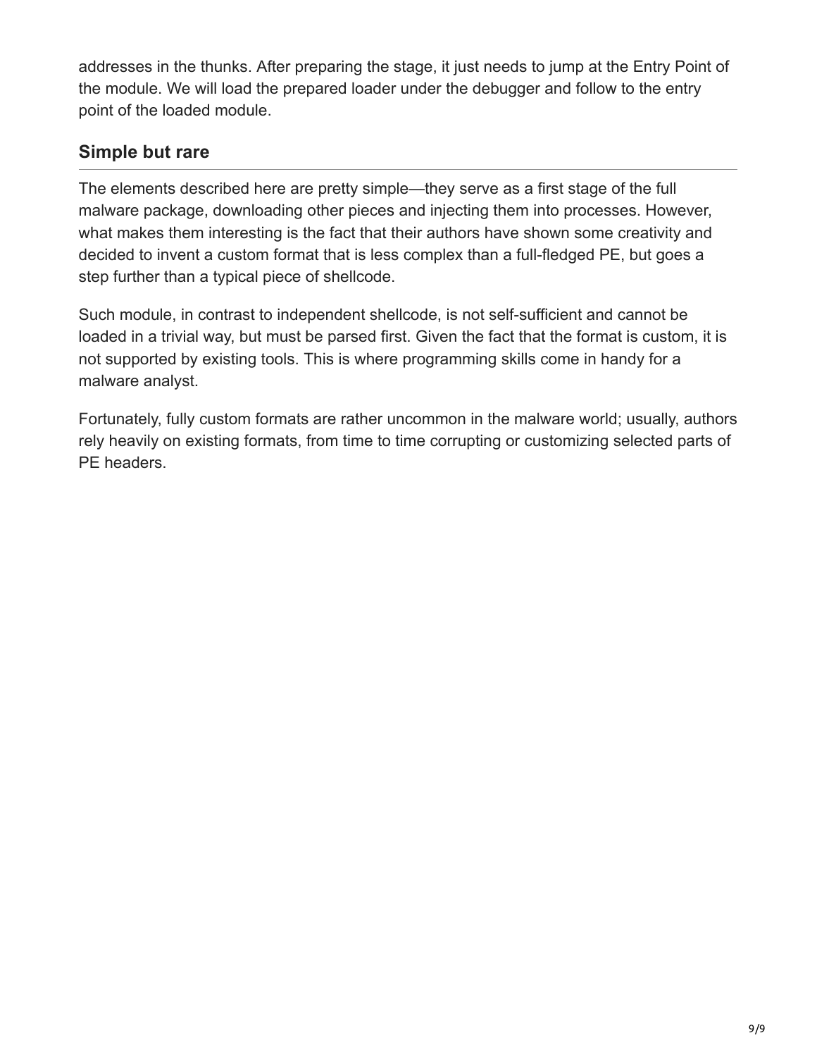addresses in the thunks. After preparing the stage, it just needs to jump at the Entry Point of the module. We will load the prepared loader under the debugger and follow to the entry point of the loaded module.

## Simple but rare

The elements described here are pretty simple—they serve as a first stage of the full malware package, downloading other pieces and injecting them into processes. However, what makes them interesting is the fact that their authors have shown some creativity and decided to invent a custom format that is less complex than a full-fledged PE, but goes a step further than a typical piece of shellcode.

Such module, in contrast to independent shellcode, is not self-sufficient and cannot be loaded in a trivial way, but must be parsed first. Given the fact that the format is custom, it is not supported by existing tools. This is where programming skills come in handy for a malware analyst.

Fortunately, fully custom formats are rather uncommon in the malware world; usually, authors rely heavily on existing formats, from time to time corrupting or customizing selected parts of PE headers.